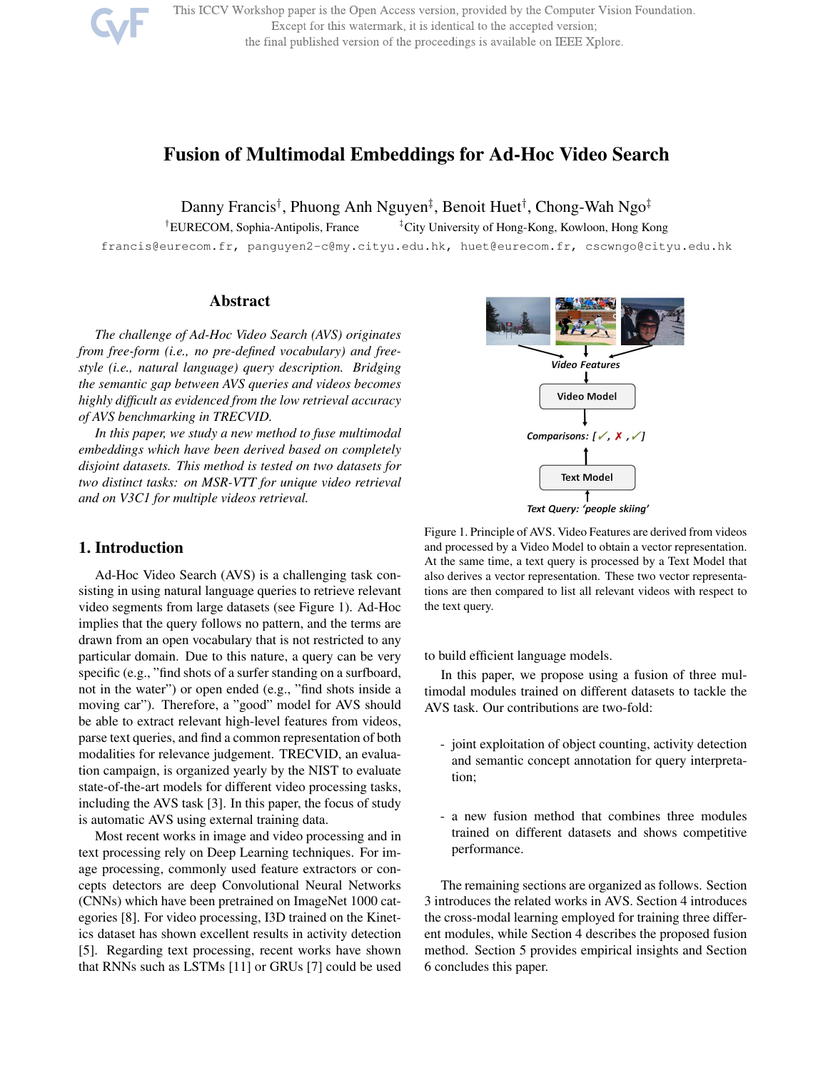# Fusion of Multimodal Embeddings for Ad-Hoc Video Search

Danny Francis[†], Phuong Anh Nguyen[‡], Benoit Huet[†], Chong-Wah Ngo[‡]

[†]EURECOM, Sophia-Antipolis, France [‡]City University of Hong-Kong, Kowloon, Hong Kong

francis@eurecom.fr, panguyen2-c@my.cityu.edu.hk, huet@eurecom.fr, cscwngo@cityu.edu.hk

## Abstract

*The challenge of Ad-Hoc Video Search (AVS) originates from free-form (i.e., no pre-defined vocabulary) and free-style (i.e., natural language) query description. Bridging the semantic gap between AVS queries and videos becomes highly difficult as evidenced from the low retrieval accuracy of AVS benchmarking in TRECVID.*

*In this paper, we study a new method to fuse multimodal embeddings which have been derived based on completely disjoint datasets. This method is tested on two datasets for two distinct tasks: on MSR-VTT for unique video retrieval and on V3C1 for multiple videos retrieval.*

## 1. Introduction

Ad-Hoc Video Search (AVS) is a challenging task consisting in using natural language queries to retrieve relevant video segments from large datasets (see Figure 1). Ad-Hoc implies that the query follows no pattern, and the terms are drawn from an open vocabulary that is not restricted to any particular domain. Due to this nature, a query can be very specific (e.g., "find shots of a surfer standing on a surfboard, not in the water") or open ended (e.g., "find shots inside a moving car"). Therefore, a "good" model for AVS should be able to extract relevant high-level features from videos, parse text queries, and find a common representation of both modalities for relevance judgement. TRECVID, an evaluation campaign, is organized yearly by the NIST to evaluate state-of-the-art models for different video processing tasks, including the AVS task [3]. In this paper, the focus of study is automatic AVS using external training data.

Most recent works in image and video processing and in text processing rely on Deep Learning techniques. For image processing, commonly used feature extractors or concepts detectors are deep Convolutional Neural Networks (CNNs) which have been pretrained on ImageNet 1000 categories [8]. For video processing, I3D trained on the Kinetics dataset has shown excellent results in activity detection [5]. Regarding text processing, recent works have shown that RNNs such as LSTMs [11] or GRUs [7] could be used to build efficient language models.

Figure 1. Principle of AVS. Video Features are derived from videos and processed by a Video Model to obtain a vector representation. At the same time, a text query is processed by a Text Model that also derives a vector representation. These two vector representations are then compared to list all relevant videos with respect to the text query.

In this paper, we propose using a fusion of three multimodal modules trained on different datasets to tackle the AVS task. Our contributions are two-fold:

- joint exploitation of object counting, activity detection and semantic concept annotation for query interpretation;
- a new fusion method that combines three modules trained on different datasets and shows competitive performance.

The remaining sections are organized as follows. Section 3 introduces the related works in AVS. Section 4 introduces the cross-modal learning employed for training three different modules, while Section 4 describes the proposed fusion method. Section 5 provides empirical insights and Section 6 concludes this paper.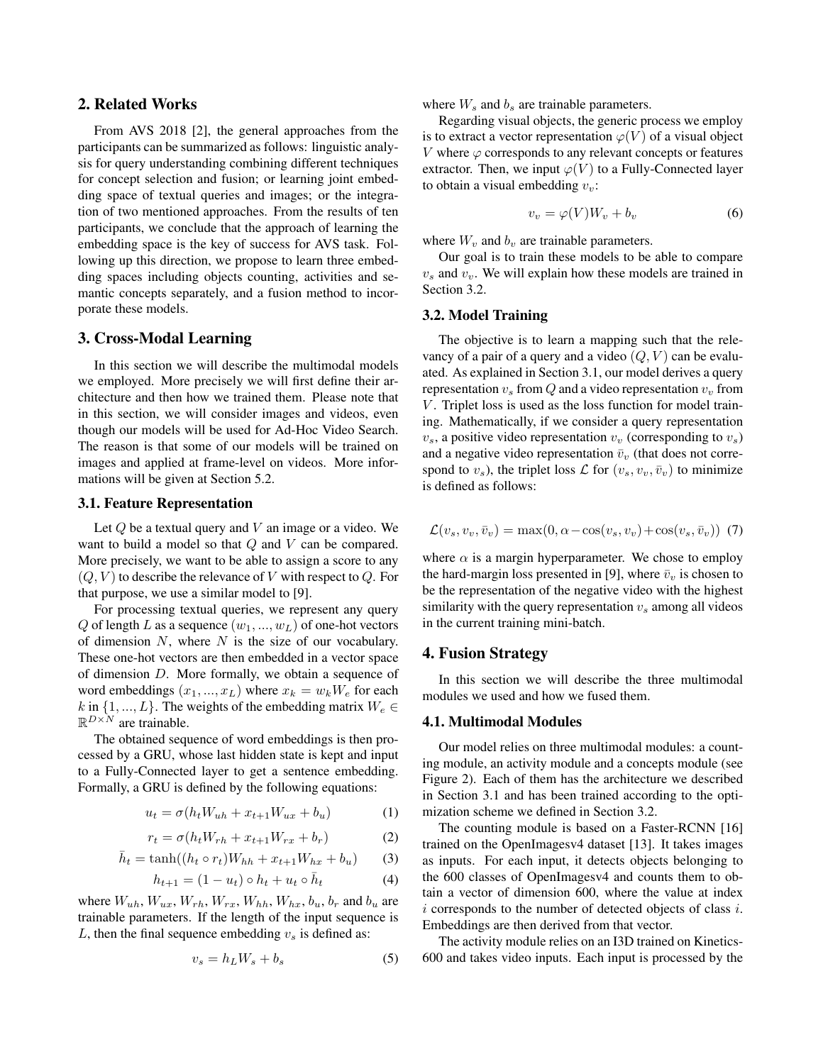## 2. Related Works

From AVS 2018 [2], the general approaches from the participants can be summarized as follows: linguistic analysis for query understanding combining different techniques for concept selection and fusion; or learning joint embedding space of textual queries and images; or the integration of two mentioned approaches. From the results of ten participants, we conclude that the approach of learning the embedding space is the key of success for AVS task. Following up this direction, we propose to learn three embedding spaces including objects counting, activities and semantic concepts separately, and a fusion method to incorporate these models.

## 3. Cross-Modal Learning

In this section we will describe the multimodal models we employed. More precisely we will first define their architecture and then how we trained them. Please note that in this section, we will consider images and videos, even though our models will be used for Ad-Hoc Video Search. The reason is that some of our models will be trained on images and applied at frame-level on videos. More informations will be given at Section 5.2.

### 3.1. Feature Representation

Let $Q$ be a textual query and $V$ an image or a video. We want to build a model so that $Q$ and $V$ can be compared. More precisely, we want to be able to assign a score to any $(Q, V)$ to describe the relevance of $V$ with respect to $Q$. For that purpose, we use a similar model to [9].

For processing textual queries, we represent any query $Q$ of length $L$ as a sequence $(w_1, ..., w_L)$ of one-hot vectors of dimension $N$, where $N$ is the size of our vocabulary. These one-hot vectors are then embedded in a vector space of dimension $D$. More formally, we obtain a sequence of word embeddings $(x_1, ..., x_L)$ where $x_k = w_k W_e$ for each $k$ in $\{1, ..., L\}$. The weights of the embedding matrix $W_e \in \mathbb{R}^{D \times N}$ are trainable.

The obtained sequence of word embeddings is then processed by a GRU, whose last hidden state is kept and input to a Fully-Connected layer to get a sentence embedding. Formally, a GRU is defined by the following equations:

$$u_t = \sigma(h_t W_{uh} + x_{t+1} W_{ux} + b_u) \tag{1}$$

$$r_t = \sigma(h_t W_{rh} + x_{t+1} W_{rx} + b_r) \tag{2}$$

$$\bar{h}_t = \tanh((h_t \circ r_t) W_{hh} + x_{t+1} W_{hx} + b_u) \tag{3}$$

$$h_{t+1} = (1 - u_t) \circ h_t + u_t \circ \bar{h}_t \tag{4}$$

where $W_{uh}, W_{ux}, W_{rh}, W_{rx}, W_{hh}, W_{hx}, b_u, b_r$ and $b_u$ are trainable parameters. If the length of the input sequence is $L$, then the final sequence embedding $v_s$ is defined as:

$$v_s = h_L W_s + b_s \tag{5}$$

where $W_s$ and $b_s$ are trainable parameters.

Regarding visual objects, the generic process we employ is to extract a vector representation $\varphi(V)$ of a visual object $V$ where $\varphi$ corresponds to any relevant concepts or features extractor. Then, we input $\varphi(V)$ to a Fully-Connected layer to obtain a visual embedding $v_v$:

$$v_v = \varphi(V) W_v + b_v \tag{6}$$

where $W_v$ and $b_v$ are trainable parameters.

Our goal is to train these models to be able to compare $v_s$ and $v_v$. We will explain how these models are trained in Section 3.2.

### 3.2. Model Training

The objective is to learn a mapping such that the relevancy of a pair of a query and a video $(Q, V)$ can be evaluated. As explained in Section 3.1, our model derives a query representation $v_s$ from $Q$ and a video representation $v_v$ from $V$. Triplet loss is used as the loss function for model training. Mathematically, if we consider a query representation $v_s$, a positive video representation $v_v$ (corresponding to $v_s$) and a negative video representation $\bar{v}_v$ (that does not correspond to $v_s$), the triplet loss $\mathcal{L}$ for $(v_s, v_v, \bar{v}_v)$ to minimize is defined as follows:

$$\mathcal{L}(v_s, v_v, \bar{v}_v) = \max(0, \alpha - \cos(v_s, v_v) + \cos(v_s, \bar{v}_v)) \tag{7}$$

where $\alpha$ is a margin hyperparameter. We chose to employ the hard-margin loss presented in [9], where $\bar{v}_v$ is chosen to be the representation of the negative video with the highest similarity with the query representation $v_s$ among all videos in the current training mini-batch.

## 4. Fusion Strategy

In this section we will describe the three multimodal modules we used and how we fused them.

### 4.1. Multimodal Modules

Our model relies on three multimodal modules: a counting module, an activity module and a concepts module (see Figure 2). Each of them has the architecture we described in Section 3.1 and has been trained according to the optimization scheme we defined in Section 3.2.

The counting module is based on a Faster-RCNN [16] trained on the OpenImagesv4 dataset [13]. It takes images as inputs. For each input, it detects objects belonging to the 600 classes of OpenImagesv4 and counts them to obtain a vector of dimension 600, where the value at index $i$ corresponds to the number of detected objects of class $i$. Embeddings are then derived from that vector.

The activity module relies on an I3D trained on Kinetics-600 and takes video inputs. Each input is processed by the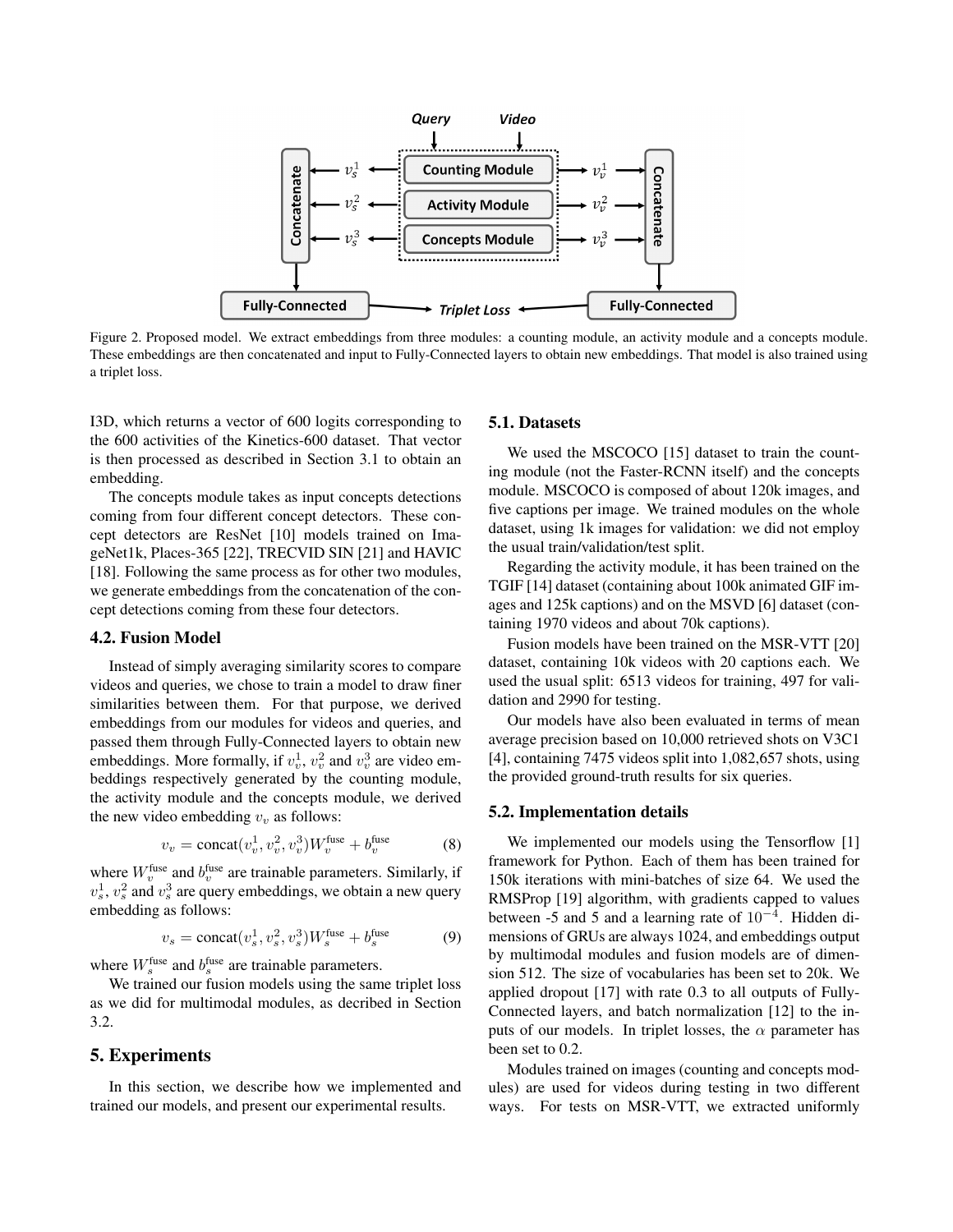Figure 2. Proposed model. We extract embeddings from three modules: a counting module, an activity module and a concepts module. These embeddings are then concatenated and input to Fully-Connected layers to obtain new embeddings. That model is also trained using a triplet loss.

I3D, which returns a vector of 600 logits corresponding to the 600 activities of the Kinetics-600 dataset. That vector is then processed as described in Section 3.1 to obtain an embedding.

The concepts module takes as input concepts detections coming from four different concept detectors. These concept detectors are ResNet [10] models trained on ImageNet1k, Places-365 [22], TRECVID SIN [21] and HAVIC [18]. Following the same process as for other two modules, we generate embeddings from the concatenation of the concept detections coming from these four detectors.

### 4.2. Fusion Model

Instead of simply averaging similarity scores to compare videos and queries, we chose to train a model to draw finer similarities between them. For that purpose, we derived embeddings from our modules for videos and queries, and passed them through Fully-Connected layers to obtain new embeddings. More formally, if $v_v^1$, $v_v^2$ and $v_v^3$ are video embeddings respectively generated by the counting module, the activity module and the concepts module, we derived the new video embedding $v_v$ as follows:

$$v_v = \text{concat}(v_v^1, v_v^2, v_v^3)W_v^{\text{fuse}} + b_v^{\text{fuse}} \tag{8}$$

where $W_v^{\text{fuse}}$ and $b_v^{\text{fuse}}$ are trainable parameters. Similarly, if $v_s^1$, $v_s^2$ and $v_s^3$ are query embeddings, we obtain a new query embedding as follows:

$$v_s = \text{concat}(v_s^1, v_s^2, v_s^3)W_s^{\text{fuse}} + b_s^{\text{fuse}} \tag{9}$$

where $W_s^{\text{fuse}}$ and $b_s^{\text{fuse}}$ are trainable parameters.

We trained our fusion models using the same triplet loss as we did for multimodal modules, as decribed in Section 3.2.

## 5. Experiments

In this section, we describe how we implemented and trained our models, and present our experimental results.

### 5.1. Datasets

We used the MSCOCO [15] dataset to train the counting module (not the Faster-RCNN itself) and the concepts module. MSCOCO is composed of about 120k images, and five captions per image. We trained modules on the whole dataset, using 1k images for validation: we did not employ the usual train/validation/test split.

Regarding the activity module, it has been trained on the TGIF [14] dataset (containing about 100k animated GIF images and 125k captions) and on the MSVD [6] dataset (containing 1970 videos and about 70k captions).

Fusion models have been trained on the MSR-VTT [20] dataset, containing 10k videos with 20 captions each. We used the usual split: 6513 videos for training, 497 for validation and 2990 for testing.

Our models have also been evaluated in terms of mean average precision based on 10,000 retrieved shots on V3C1 [4], containing 7475 videos split into 1,082,657 shots, using the provided ground-truth results for six queries.

### 5.2. Implementation details

We implemented our models using the Tensorflow [1] framework for Python. Each of them has been trained for 150k iterations with mini-batches of size 64. We used the RMSProp [19] algorithm, with gradients capped to values between -5 and 5 and a learning rate of $10^{-4}$. Hidden dimensions of GRUs are always 1024, and embeddings output by multimodal modules and fusion models are of dimension 512. The size of vocabularies has been set to 20k. We applied dropout [17] with rate 0.3 to all outputs of Fully-Connected layers, and batch normalization [12] to the inputs of our models. In triplet losses, the $\alpha$ parameter has been set to 0.2.

Modules trained on images (counting and concepts modules) are used for videos during testing in two different ways. For tests on MSR-VTT, we extracted uniformly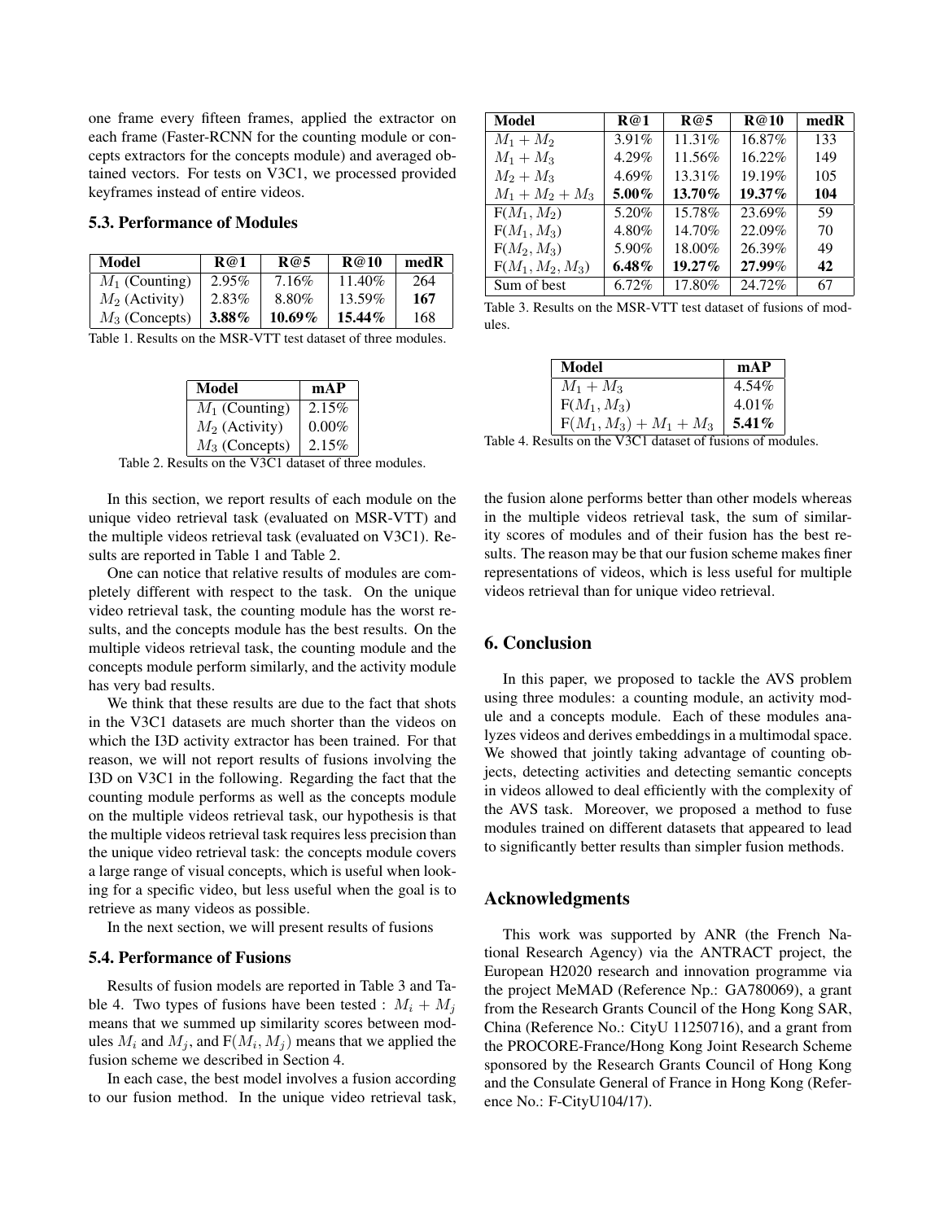one frame every fifteen frames, applied the extractor on each frame (Faster-RCNN for the counting module or concepts extractors for the concepts module) and averaged obtained vectors. For tests on V3C1, we processed provided keyframes instead of entire videos.

### 5.3. Performance of Modules

| Model | R@1 | R@5 | R@10 | medR |
|---|---|---|---|---|
| $M_1$ (Counting) | 2.95% | 7.16% | 11.40% | 264 |
| $M_2$ (Activity) | 2.83% | 8.80% | 13.59% | **167** |
| $M_3$ (Concepts) | **3.88%** | **10.69%** | **15.44%** | 168 |

Table 1. Results on the MSR-VTT test dataset of three modules.

| Model | mAP |
|---|---|
| $M_1$ (Counting) | 2.15% |
| $M_2$ (Activity) | 0.00% |
| $M_3$ (Concepts) | 2.15% |

Table 2. Results on the V3C1 dataset of three modules.

In this section, we report results of each module on the unique video retrieval task (evaluated on MSR-VTT) and the multiple videos retrieval task (evaluated on V3C1). Results are reported in Table 1 and Table 2.

One can notice that relative results of modules are completely different with respect to the task. On the unique video retrieval task, the counting module has the worst results, and the concepts module has the best results. On the multiple videos retrieval task, the counting module and the concepts module perform similarly, and the activity module has very bad results.

We think that these results are due to the fact that shots in the V3C1 datasets are much shorter than the videos on which the I3D activity extractor has been trained. For that reason, we will not report results of fusions involving the I3D on V3C1 in the following. Regarding the fact that the counting module performs as well as the concepts module on the multiple videos retrieval task, our hypothesis is that the multiple videos retrieval task requires less precision than the unique video retrieval task: the concepts module covers a large range of visual concepts, which is useful when looking for a specific video, but less useful when the goal is to retrieve as many videos as possible.

In the next section, we will present results of fusions

### 5.4. Performance of Fusions

Results of fusion models are reported in Table 3 and Table 4. Two types of fusions have been tested : $M_i + M_j$ means that we summed up similarity scores between modules $M_i$ and $M_j$, and $\mathrm{F}(M_i, M_j)$ means that we applied the fusion scheme we described in Section 4.

In each case, the best model involves a fusion according to our fusion method. In the unique video retrieval task, the fusion alone performs better than other models whereas in the multiple videos retrieval task, the sum of similarity scores of modules and of their fusion has the best results. The reason may be that our fusion scheme makes finer representations of videos, which is less useful for multiple videos retrieval than for unique video retrieval.

| Model | R@1 | R@5 | R@10 | medR |
|---|---|---|---|---|
| $M_1 + M_2$ | 3.91% | 11.31% | 16.87% | 133 |
| $M_1 + M_3$ | 4.29% | 11.56% | 16.22% | 149 |
| $M_2 + M_3$ | 4.69% | 13.31% | 19.19% | 105 |
| $M_1 + M_2 + M_3$ | **5.00%** | **13.70%** | **19.37%** | **104** |
| $\mathrm{F}(M_1, M_2)$ | 5.20% | 15.78% | 23.69% | 59 |
| $\mathrm{F}(M_1, M_3)$ | 4.80% | 14.70% | 22.09% | 70 |
| $\mathrm{F}(M_2, M_3)$ | 5.90% | 18.00% | 26.39% | 49 |
| $\mathrm{F}(M_1, M_2, M_3)$ | **6.48%** | **19.27%** | **27.99%** | **42** |
| Sum of best | 6.72% | 17.80% | 24.72% | 67 |

Table 3. Results on the MSR-VTT test dataset of fusions of modules.

| Model | mAP |
|---|---|
| $M_1 + M_3$ | 4.54% |
| $\mathrm{F}(M_1, M_3)$ | 4.01% |
| $\mathrm{F}(M_1, M_3) + M_1 + M_3$ | **5.41%** |

Table 4. Results on the V3C1 dataset of fusions of modules.

## 6. Conclusion

In this paper, we proposed to tackle the AVS problem using three modules: a counting module, an activity module and a concepts module. Each of these modules analyzes videos and derives embeddings in a multimodal space. We showed that jointly taking advantage of counting objects, detecting activities and detecting semantic concepts in videos allowed to deal efficiently with the complexity of the AVS task. Moreover, we proposed a method to fuse modules trained on different datasets that appeared to lead to significantly better results than simpler fusion methods.

## Acknowledgments

This work was supported by ANR (the French National Research Agency) via the ANTRACT project, the European H2020 research and innovation programme via the project MeMAD (Reference Np.: GA780069), a grant from the Research Grants Council of the Hong Kong SAR, China (Reference No.: CityU 11250716), and a grant from the PROCORE-France/Hong Kong Joint Research Scheme sponsored by the Research Grants Council of Hong Kong and the Consulate General of France in Hong Kong (Reference No.: F-CityU104/17).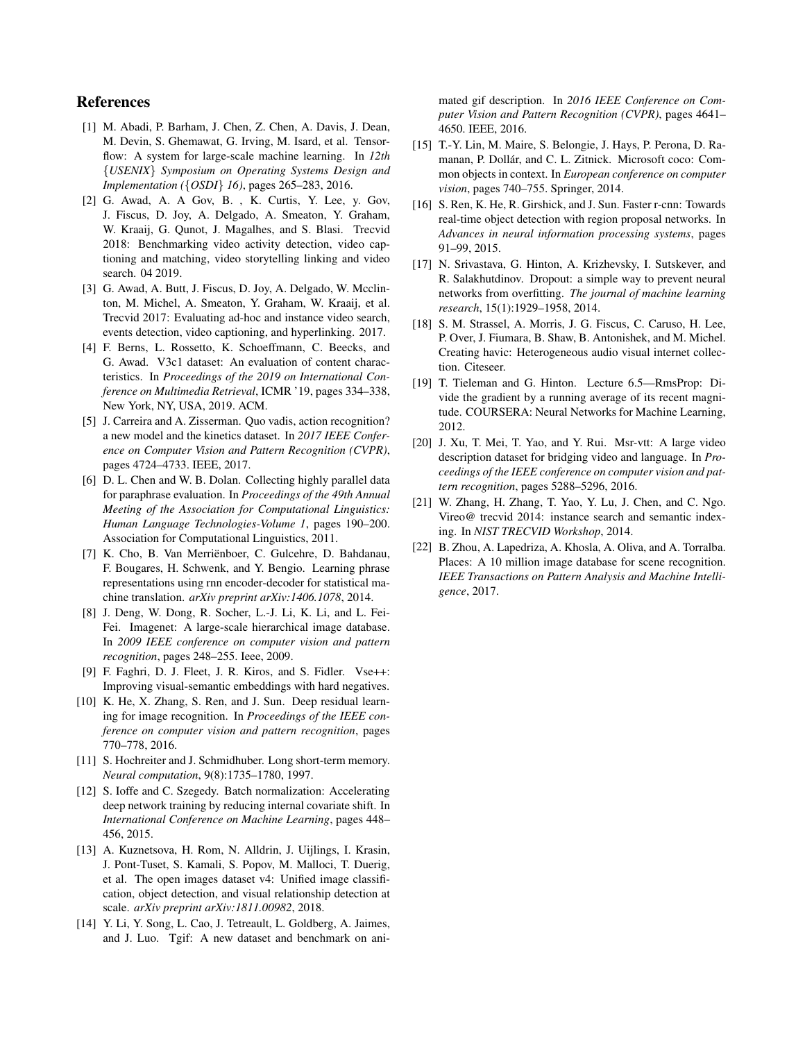# References

[1] M. Abadi, P. Barham, J. Chen, Z. Chen, A. Davis, J. Dean, M. Devin, S. Ghemawat, G. Irving, M. Isard, et al. Tensorflow: A system for large-scale machine learning. In *12th {USENIX} Symposium on Operating Systems Design and Implementation ({OSDI} 16)*, pages 265–283, 2016.

[2] G. Awad, A. A Gov, B. , K. Curtis, Y. Lee, y. Gov, J. Fiscus, D. Joy, A. Delgado, A. Smeaton, Y. Graham, W. Kraaij, G. Qunot, J. Magalhes, and S. Blasi. Trecvid 2018: Benchmarking video activity detection, video captioning and matching, video storytelling linking and video search. 04 2019.

[3] G. Awad, A. Butt, J. Fiscus, D. Joy, A. Delgado, W. Mcclinton, M. Michel, A. Smeaton, Y. Graham, W. Kraaij, et al. Trecvid 2017: Evaluating ad-hoc and instance video search, events detection, video captioning, and hyperlinking. 2017.

[4] F. Berns, L. Rossetto, K. Schoeffmann, C. Beecks, and G. Awad. V3c1 dataset: An evaluation of content characteristics. In *Proceedings of the 2019 on International Conference on Multimedia Retrieval*, ICMR '19, pages 334–338, New York, NY, USA, 2019. ACM.

[5] J. Carreira and A. Zisserman. Quo vadis, action recognition? a new model and the kinetics dataset. In *2017 IEEE Conference on Computer Vision and Pattern Recognition (CVPR)*, pages 4724–4733. IEEE, 2017.

[6] D. L. Chen and W. B. Dolan. Collecting highly parallel data for paraphrase evaluation. In *Proceedings of the 49th Annual Meeting of the Association for Computational Linguistics: Human Language Technologies-Volume 1*, pages 190–200. Association for Computational Linguistics, 2011.

[7] K. Cho, B. Van Merriënboer, C. Gulcehre, D. Bahdanau, F. Bougares, H. Schwenk, and Y. Bengio. Learning phrase representations using rnn encoder-decoder for statistical machine translation. *arXiv preprint arXiv:1406.1078*, 2014.

[8] J. Deng, W. Dong, R. Socher, L.-J. Li, K. Li, and L. Fei-Fei. Imagenet: A large-scale hierarchical image database. In *2009 IEEE conference on computer vision and pattern recognition*, pages 248–255. Ieee, 2009.

[9] F. Faghri, D. J. Fleet, J. R. Kiros, and S. Fidler. Vse++: Improving visual-semantic embeddings with hard negatives.

[10] K. He, X. Zhang, S. Ren, and J. Sun. Deep residual learning for image recognition. In *Proceedings of the IEEE conference on computer vision and pattern recognition*, pages 770–778, 2016.

[11] S. Hochreiter and J. Schmidhuber. Long short-term memory. *Neural computation*, 9(8):1735–1780, 1997.

[12] S. Ioffe and C. Szegedy. Batch normalization: Accelerating deep network training by reducing internal covariate shift. In *International Conference on Machine Learning*, pages 448–456, 2015.

[13] A. Kuznetsova, H. Rom, N. Alldrin, J. Uijlings, I. Krasin, J. Pont-Tuset, S. Kamali, S. Popov, M. Malloci, T. Duerig, et al. The open images dataset v4: Unified image classification, object detection, and visual relationship detection at scale. *arXiv preprint arXiv:1811.00982*, 2018.

[14] Y. Li, Y. Song, L. Cao, J. Tetreault, L. Goldberg, A. Jaimes, and J. Luo. Tgif: A new dataset and benchmark on animated gif description. In *2016 IEEE Conference on Computer Vision and Pattern Recognition (CVPR)*, pages 4641–4650. IEEE, 2016.

[15] T.-Y. Lin, M. Maire, S. Belongie, J. Hays, P. Perona, D. Ramanan, P. Dollár, and C. L. Zitnick. Microsoft coco: Common objects in context. In *European conference on computer vision*, pages 740–755. Springer, 2014.

[16] S. Ren, K. He, R. Girshick, and J. Sun. Faster r-cnn: Towards real-time object detection with region proposal networks. In *Advances in neural information processing systems*, pages 91–99, 2015.

[17] N. Srivastava, G. Hinton, A. Krizhevsky, I. Sutskever, and R. Salakhutdinov. Dropout: a simple way to prevent neural networks from overfitting. *The journal of machine learning research*, 15(1):1929–1958, 2014.

[18] S. M. Strassel, A. Morris, J. G. Fiscus, C. Caruso, H. Lee, P. Over, J. Fiumara, B. Shaw, B. Antonishek, and M. Michel. Creating havic: Heterogeneous audio visual internet collection. Citeseer.

[19] T. Tieleman and G. Hinton. Lecture 6.5—RmsProp: Divide the gradient by a running average of its recent magnitude. COURSERA: Neural Networks for Machine Learning, 2012.

[20] J. Xu, T. Mei, T. Yao, and Y. Rui. Msr-vtt: A large video description dataset for bridging video and language. In *Proceedings of the IEEE conference on computer vision and pattern recognition*, pages 5288–5296, 2016.

[21] W. Zhang, H. Zhang, T. Yao, Y. Lu, J. Chen, and C. Ngo. Vireo@ trecvid 2014: instance search and semantic indexing. In *NIST TRECVID Workshop*, 2014.

[22] B. Zhou, A. Lapedriza, A. Khosla, A. Oliva, and A. Torralba. Places: A 10 million image database for scene recognition. *IEEE Transactions on Pattern Analysis and Machine Intelligence*, 2017.